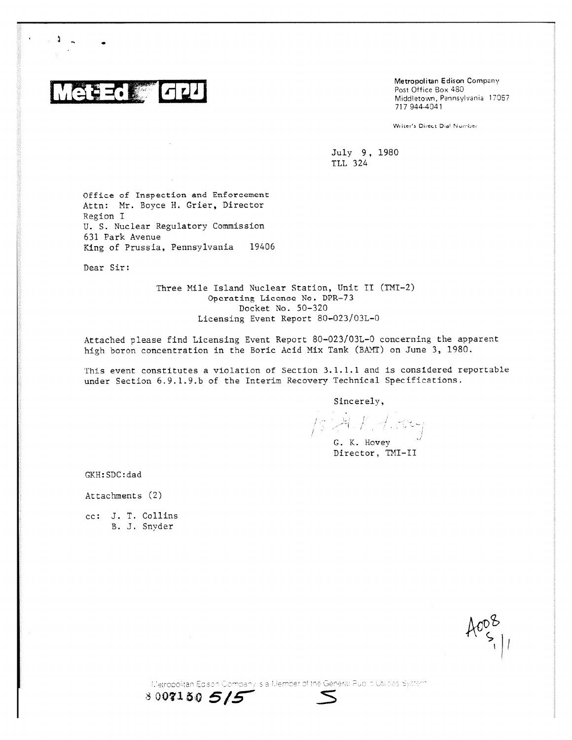Met-Ed GPU

Metropolitan Edison Company
Post Office Box 480
Middletown, Pennsylvania 17057
717 944-4041

Writer's Direct Dial Number

July 9, 1980
TLL 324

Office of Inspection and Enforcement
Attn: Mr. Boyce H. Grier, Director
Region I
U. S. Nuclear Regulatory Commission
631 Park Avenue
King of Prussia, Pennsylvania 19406

Dear Sir:

Three Mile Island Nuclear Station, Unit II (TMI-2)
Operating License No. DPR-73
Docket No. 50-320
Licensing Event Report 80-023/03L-0

Attached please find Licensing Event Report 80-023/03L-0 concerning the apparent high boron concentration in the Boric Acid Mix Tank (BAMT) on June 3, 1980.

This event constitutes a violation of Section 3.1.1.1 and is considered reportable under Section 6.9.1.9.b of the Interim Recovery Technical Specifications.

Sincerely,

/s/ G. K. Hovey

G. K. Hovey
Director, TMI-II

GKH:SDC:dad

Attachments (2)

cc: J. T. Collins
B. J. Snyder

A008 S 1/1

Metropolitan Edison Company is a Member of the General Public Utilities System

8007150 515 S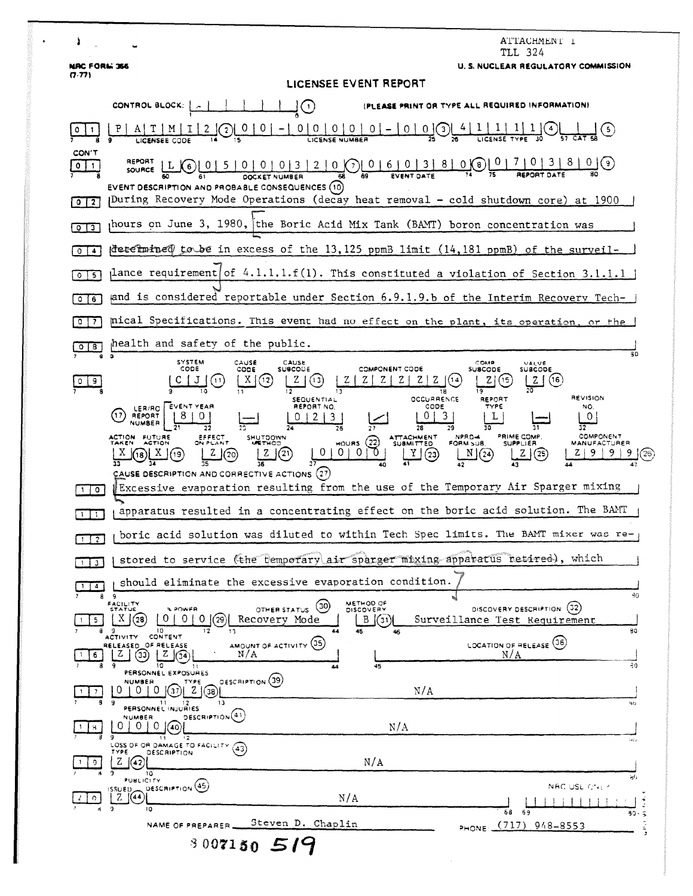ATTACHMENT 1
TLL 324

NRC FORM 366 (7-77)

U. S. NUCLEAR REGULATORY COMMISSION

# LICENSEE EVENT REPORT

CONTROL BLOCK: (1) (PLEASE PRINT OR TYPE ALL REQUIRED INFORMATION)

| | |
|---|---|
| 0 1 | LICENSEE CODE: P A T M I 2 (2) LICENSE NUMBER: 0 0 - 0 0 0 0 0 - 0 0 (3) LICENSE TYPE: 4 1 1 1 1 (4) CAT (5) |
| CON'T 0 1 | REPORT SOURCE: L (6) DOCKET NUMBER: 0 5 0 0 0 3 2 0 (7) EVENT DATE: 0 6 0 3 8 0 (8) REPORT DATE: 0 7 0 3 8 0 (9) |

**EVENT DESCRIPTION AND PROBABLE CONSEQUENCES (10)**

During Recovery Mode Operations (decay heat removal - cold shutdown core) at 1900 hours on June 3, 1980, the Boric Acid Mix Tank (BAMT) boron concentration was determined to be in excess of the 13,125 ppmB limit (14,181 ppmB) of the surveillance requirement of 4.1.1.1.f(1). This constituted a violation of Section 3.1.1.1 and is considered reportable under Section 6.9.1.9.b of the Interim Recovery Technical Specifications. This event had no effect on the plant, its operation, or the health and safety of the public.

| SYSTEM CODE | CAUSE CODE | CAUSE SUBCODE | COMPONENT CODE | COMP. SUBCODE | VALVE SUBCODE |
|---|---|---|---|---|---|
| C J (11) | X (12) | Z (13) | Z Z Z Z Z Z (14) | Z (15) | Z (16) |

| (17) LER/RO REPORT NUMBER | EVENT YEAR | | SEQUENTIAL REPORT NO. | | OCCURRENCE CODE | REPORT TYPE | | REVISION NO. |
|---|---|---|---|---|---|---|---|---|
| | 8 0 | — | 0 2 3 | / | 0 3 | L | — | 0 |

| ACTION TAKEN | FUTURE ACTION | EFFECT ON PLANT | SHUTDOWN METHOD | HOURS | ATTACHMENT SUBMITTED | NPRD-4 FORM SUB. | PRIME COMP. SUPPLIER | COMPONENT MANUFACTURER |
|---|---|---|---|---|---|---|---|---|
| X (18) | X (19) | Z (20) | Z (21) | 0 0 0 0 (22) | Y (23) | N (24) | Z (25) | Z 9 9 9 (26) |

**CAUSE DESCRIPTION AND CORRECTIVE ACTIONS (27)**

Excessive evaporation resulting from the use of the Temporary Air Sparger mixing apparatus resulted in a concentrating effect on the boric acid solution. The BAMT boric acid solution was diluted to within Tech Spec limits. The BAMT mixer was restored to service (the temporary air sparger mixing apparatus retired), which should eliminate the excessive evaporation condition.

| FACILITY STATUS | % POWER | OTHER STATUS | METHOD OF DISCOVERY | DISCOVERY DESCRIPTION |
|---|---|---|---|---|
| X (28) | 0 0 0 (29) | Recovery Mode (30) | B (31) | Surveillance Test Requirement (32) |

| ACTIVITY RELEASED | CONTENT OF RELEASE | AMOUNT OF ACTIVITY (35) | LOCATION OF RELEASE (36) |
|---|---|---|---|
| Z (33) | Z (34) | N/A | N/A |

**PERSONNEL EXPOSURES**

| NUMBER | TYPE | DESCRIPTION (39) |
|---|---|---|
| 0 0 0 (37) | Z (38) | N/A |

**PERSONNEL INJURIES**

| NUMBER | DESCRIPTION (41) |
|---|---|
| 0 0 0 (40) | N/A |

**LOSS OF OR DAMAGE TO FACILITY (43)**

| TYPE | DESCRIPTION |
|---|---|
| Z (42) | N/A |

**PUBLICITY**

| ISSUED | DESCRIPTION (45) |
|---|---|
| Z (44) | N/A |

NRC USE ONLY

NAME OF PREPARER: Steven D. Chaplin

PHONE: (717) 948-8553

8007150 519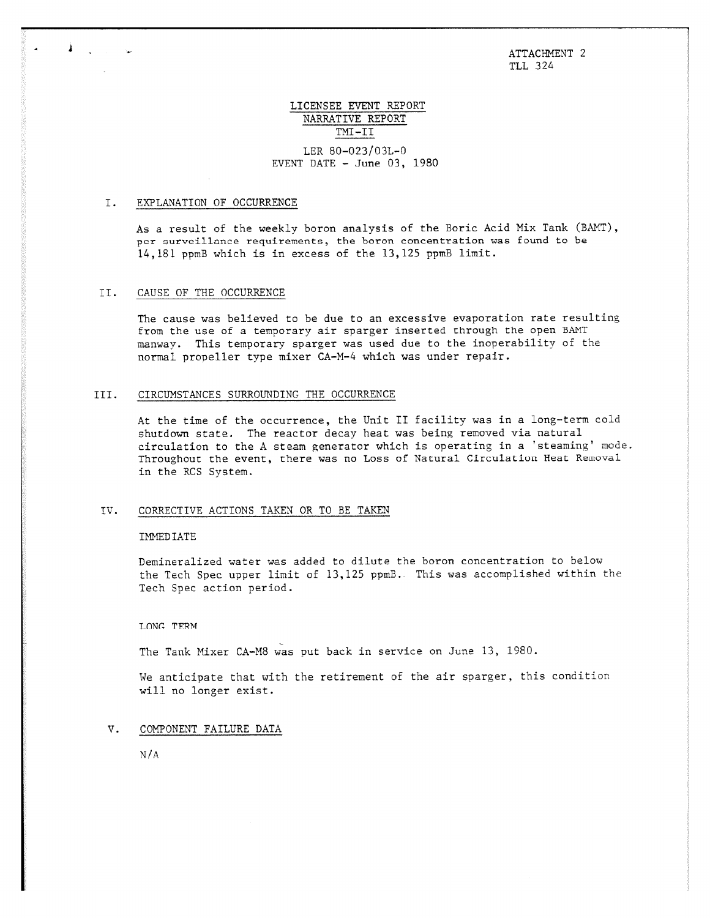ATTACHMENT 2
TLL 324

# LICENSEE EVENT REPORT
## NARRATIVE REPORT
## TMI-II

LER 80-023/03L-0
EVENT DATE - June 03, 1980

## I. EXPLANATION OF OCCURRENCE

As a result of the weekly boron analysis of the Boric Acid Mix Tank (BAMT), per surveillance requirements, the boron concentration was found to be 14,181 ppmB which is in excess of the 13,125 ppmB limit.

## II. CAUSE OF THE OCCURRENCE

The cause was believed to be due to an excessive evaporation rate resulting from the use of a temporary air sparger inserted through the open BAMT manway. This temporary sparger was used due to the inoperability of the normal propeller type mixer CA-M-4 which was under repair.

## III. CIRCUMSTANCES SURROUNDING THE OCCURRENCE

At the time of the occurrence, the Unit II facility was in a long-term cold shutdown state. The reactor decay heat was being removed via natural circulation to the A steam generator which is operating in a 'steaming' mode. Throughout the event, there was no Loss of Natural Circulation Heat Removal in the RCS System.

## IV. CORRECTIVE ACTIONS TAKEN OR TO BE TAKEN

IMMEDIATE

Demineralized water was added to dilute the boron concentration to below the Tech Spec upper limit of 13,125 ppmB. This was accomplished within the Tech Spec action period.

LONG TERM

The Tank Mixer CA-M8 was put back in service on June 13, 1980.

We anticipate that with the retirement of the air sparger, this condition will no longer exist.

## V. COMPONENT FAILURE DATA

N/A